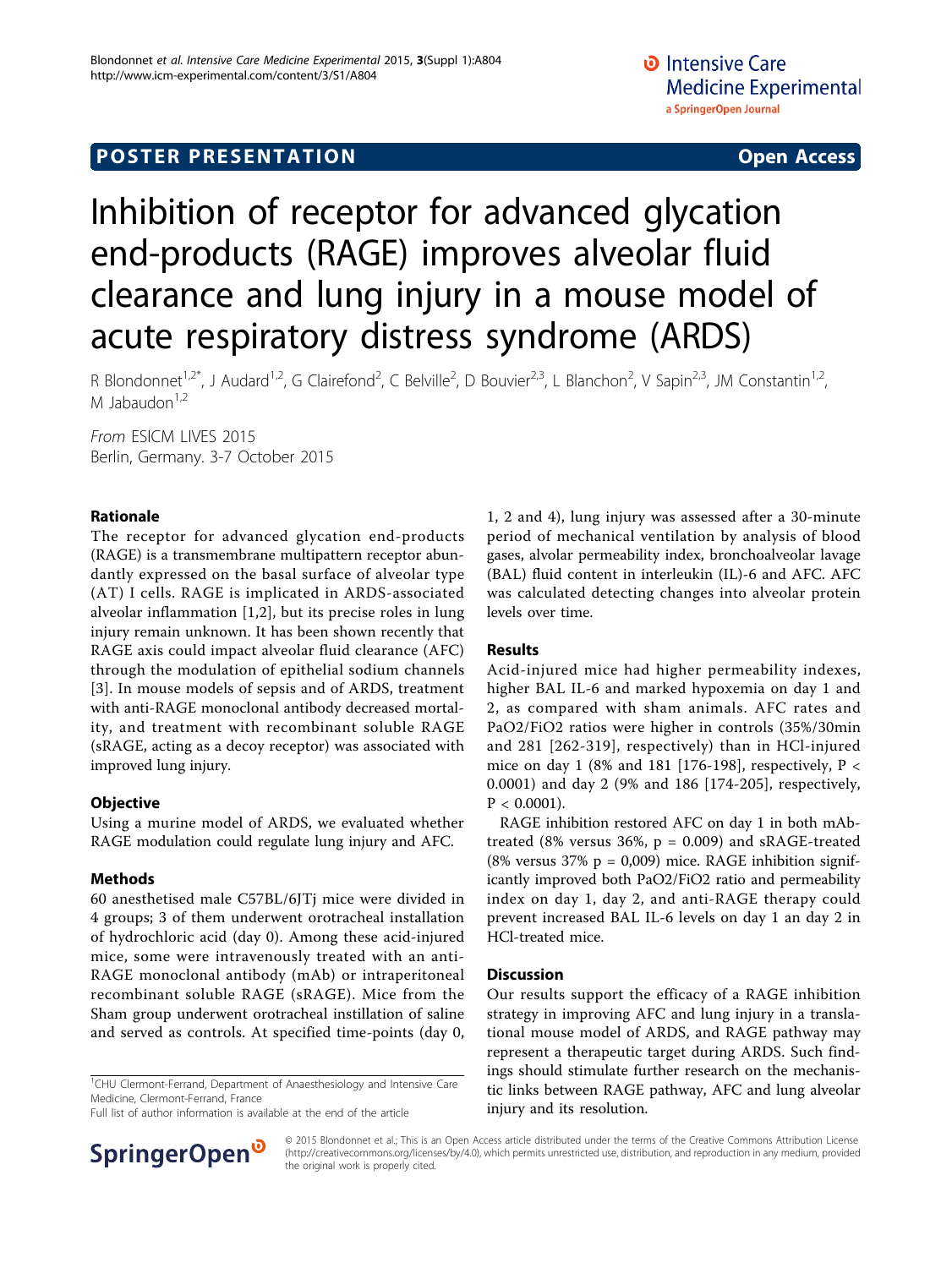**POSTER PRESENTATION** **Open Access**

# Inhibition of receptor for advanced glycation end-products (RAGE) improves alveolar fluid clearance and lung injury in a mouse model of acute respiratory distress syndrome (ARDS)

R Blondonnet[1,2*], J Audard[1,2], G Clairefond[2], C Belville[2], D Bouvier[2,3], L Blanchon[2], V Sapin[2,3], JM Constantin[1,2], M Jabaudon[1,2]

*From* ESICM LIVES 2015
Berlin, Germany. 3-7 October 2015

## Rationale

The receptor for advanced glycation end-products (RAGE) is a transmembrane multipattern receptor abundantly expressed on the basal surface of alveolar type (AT) I cells. RAGE is implicated in ARDS-associated alveolar inflammation [1,2], but its precise roles in lung injury remain unknown. It has been shown recently that RAGE axis could impact alveolar fluid clearance (AFC) through the modulation of epithelial sodium channels [3]. In mouse models of sepsis and of ARDS, treatment with anti-RAGE monoclonal antibody decreased mortality, and treatment with recombinant soluble RAGE (sRAGE, acting as a decoy receptor) was associated with improved lung injury.

## Objective

Using a murine model of ARDS, we evaluated whether RAGE modulation could regulate lung injury and AFC.

## Methods

60 anesthetised male C57BL/6JTj mice were divided in 4 groups; 3 of them underwent orotracheal installation of hydrochloric acid (day 0). Among these acid-injured mice, some were intravenously treated with an anti-RAGE monoclonal antibody (mAb) or intraperitoneal recombinant soluble RAGE (sRAGE). Mice from the Sham group underwent orotracheal instillation of saline and served as controls. At specified time-points (day 0, 1, 2 and 4), lung injury was assessed after a 30-minute period of mechanical ventilation by analysis of blood gases, alvolar permeability index, bronchoalveolar lavage (BAL) fluid content in interleukin (IL)-6 and AFC. AFC was calculated detecting changes into alveolar protein levels over time.

## Results

Acid-injured mice had higher permeability indexes, higher BAL IL-6 and marked hypoxemia on day 1 and 2, as compared with sham animals. AFC rates and $PaO_2/FiO_2$ ratios were higher in controls (35%/30min and 281 [262-319], respectively) than in HCl-injured mice on day 1 (8% and 181 [176-198], respectively, $P < 0.0001$) and day 2 (9% and 186 [174-205], respectively, $P < 0.0001$).

RAGE inhibition restored AFC on day 1 in both mAb-treated (8% versus 36%, $p = 0.009$) and sRAGE-treated (8% versus 37% $p = 0{,}009$) mice. RAGE inhibition significantly improved both $PaO_2/FiO_2$ ratio and permeability index on day 1, day 2, and anti-RAGE therapy could prevent increased BAL IL-6 levels on day 1 an day 2 in HCl-treated mice.

## Discussion

Our results support the efficacy of a RAGE inhibition strategy in improving AFC and lung injury in a translational mouse model of ARDS, and RAGE pathway may represent a therapeutic target during ARDS. Such findings should stimulate further research on the mechanistic links between RAGE pathway, AFC and lung alveolar injury and its resolution.

[1]CHU Clermont-Ferrand, Department of Anaesthesiology and Intensive Care Medicine, Clermont-Ferrand, France
Full list of author information is available at the end of the article

© 2015 Blondonnet et al.; This is an Open Access article distributed under the terms of the Creative Commons Attribution License (http://creativecommons.org/licenses/by/4.0), which permits unrestricted use, distribution, and reproduction in any medium, provided the original work is properly cited.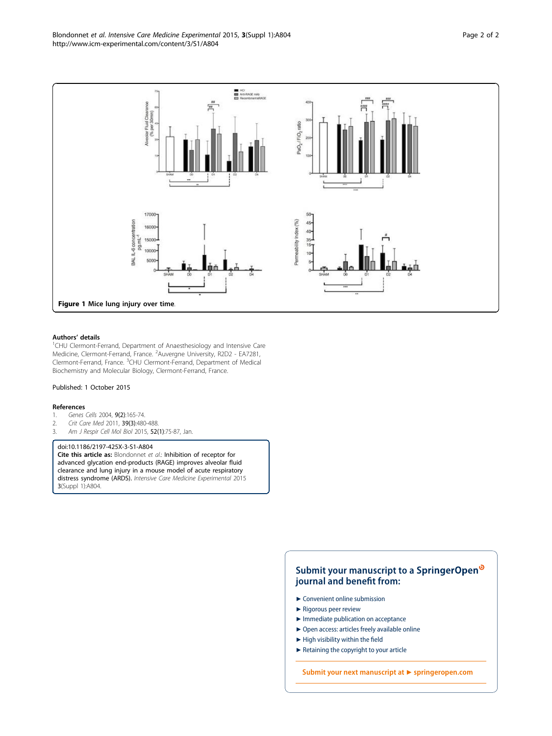Alveolar Fluid Clearance (% per 30min)

HCl
Anti-RAGE mAb
Recombinant sRAGE

SHAM D0 D1 D2 D4

$PaO_2$ / $FiO_2$ ratio

400 300 200 100 0

SHAM D0 D1 D2 D4

BAL IL-6 concentration pg.mL$^{-1}$

17000 16000 15000 10000 5000 0

SHAM D0 D1 D2 D4

Permeability Index (%)

50 45 40 35 15 10 5 0

SHAM D0 D1 D2 D4

**Figure 1 Mice lung injury over time**.

#### Authors' details

[1]CHU Clermont-Ferrand, Department of Anaesthesiology and Intensive Care Medicine, Clermont-Ferrand, France. [2]Auvergne University, R2D2 - EA7281, Clermont-Ferrand, France. [3]CHU Clermont-Ferrand, Department of Medical Biochemistry and Molecular Biology, Clermont-Ferrand, France.

Published: 1 October 2015

#### References

1. *Genes Cells* 2004, **9(2)**:165-74.
2. *Crit Care Med* 2011, **39(3)**:480-488.
3. *Am J Respir Cell Mol Biol* 2015, **52(1)**:75-87, Jan.

doi:10.1186/2197-425X-3-S1-A804

**Cite this article as:** Blondonnet *et al.*: Inhibition of receptor for advanced glycation end-products (RAGE) improves alveolar fluid clearance and lung injury in a mouse model of acute respiratory distress syndrome (ARDS). *Intensive Care Medicine Experimental* 2015 3(Suppl 1):A804.